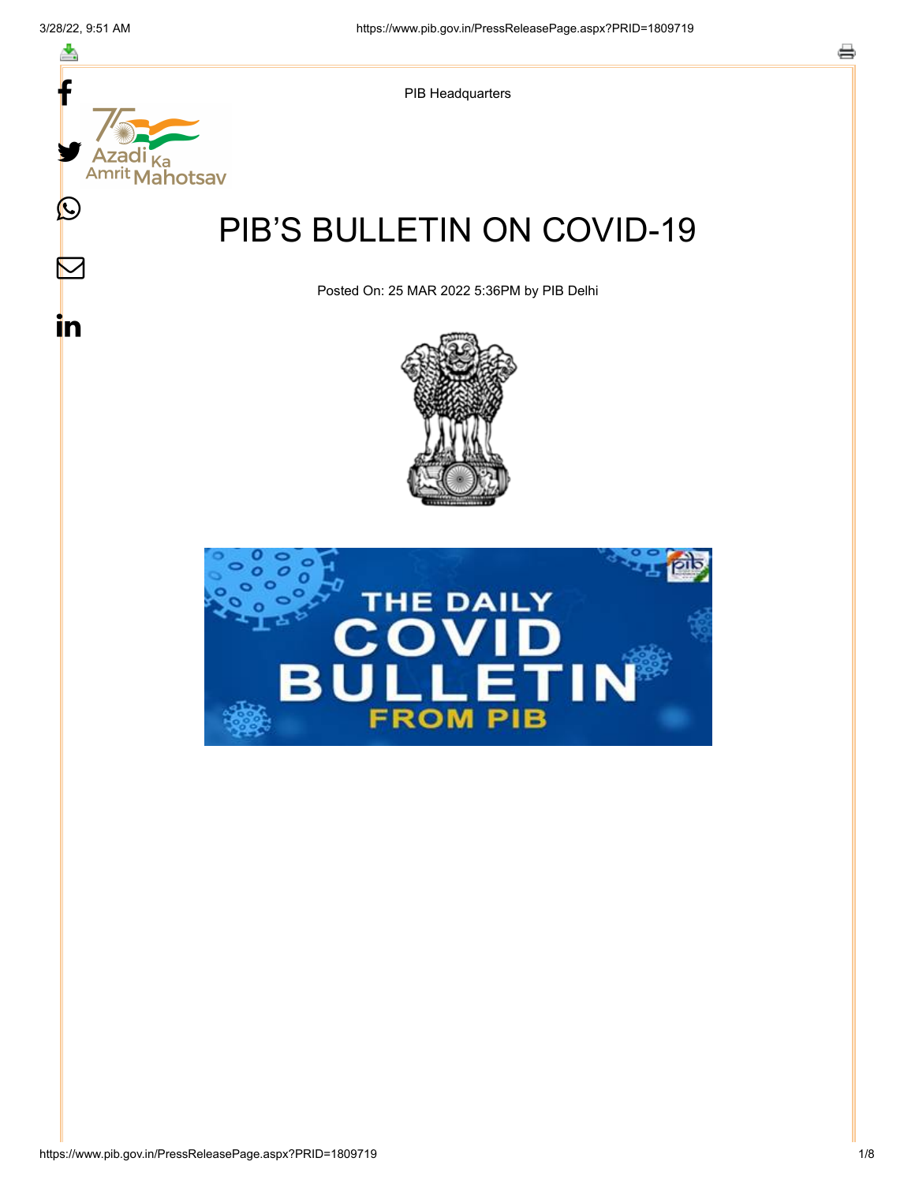PIB Headquarters

# PIB'S BULLETIN ON COVID-19

Posted On: 25 MAR 2022 5:36PM by PIB Delhi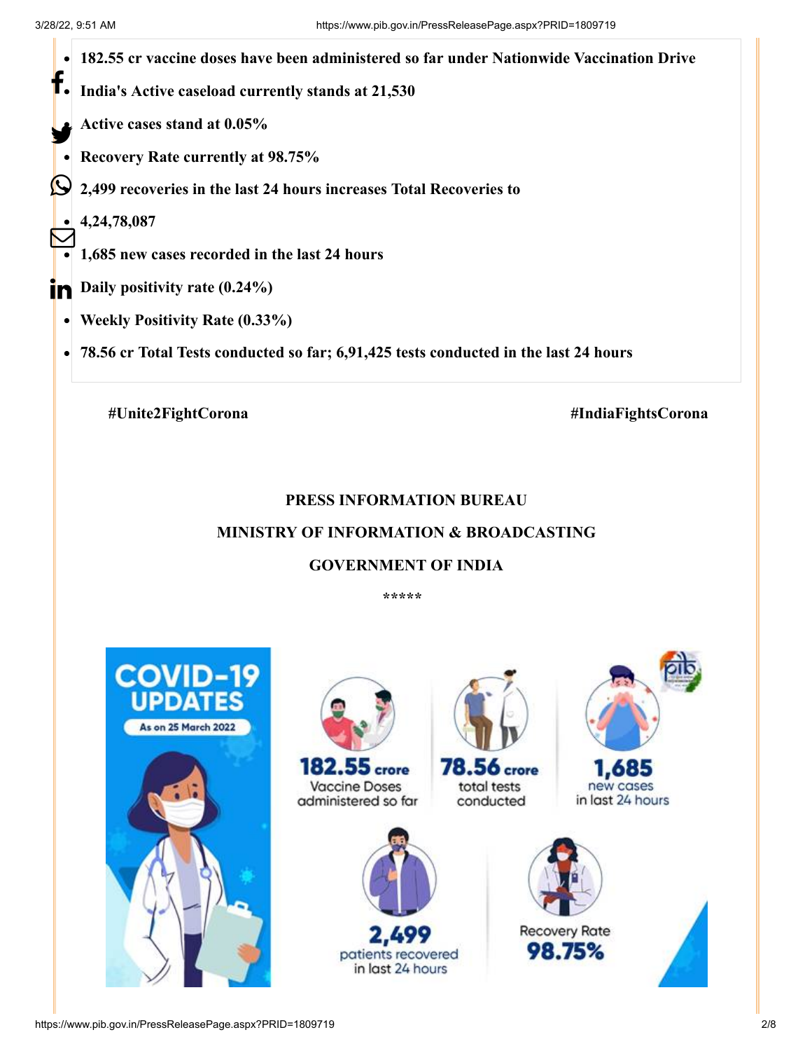- **182.55 cr vaccine doses have been administered so far under Nationwide Vaccination Drive**
- **India's Active caseload currently stands at 21,530**
- **Active cases stand at 0.05%**
- **Recovery Rate currently at 98.75%**
- **2,499 recoveries in the last 24 hours increases Total Recoveries to**
- **4,24,78,087**
- **1,685 new cases recorded in the last 24 hours**
- **Daily positivity rate (0.24%)**
- **Weekly Positivity Rate (0.33%)**
- **78.56 cr Total Tests conducted so far; 6,91,425 tests conducted in the last 24 hours**

**#Unite2FightCorona** **#IndiaFightsCorona**

**PRESS INFORMATION BUREAU**

**MINISTRY OF INFORMATION & BROADCASTING**

**GOVERNMENT OF INDIA**

*****

COVID-19 UPDATES

As on 25 March 2022

182.55 crore Vaccine Doses administered so far

78.56 crore total tests conducted

1,685 new cases in last 24 hours

2,499 patients recovered in last 24 hours

Recovery Rate 98.75%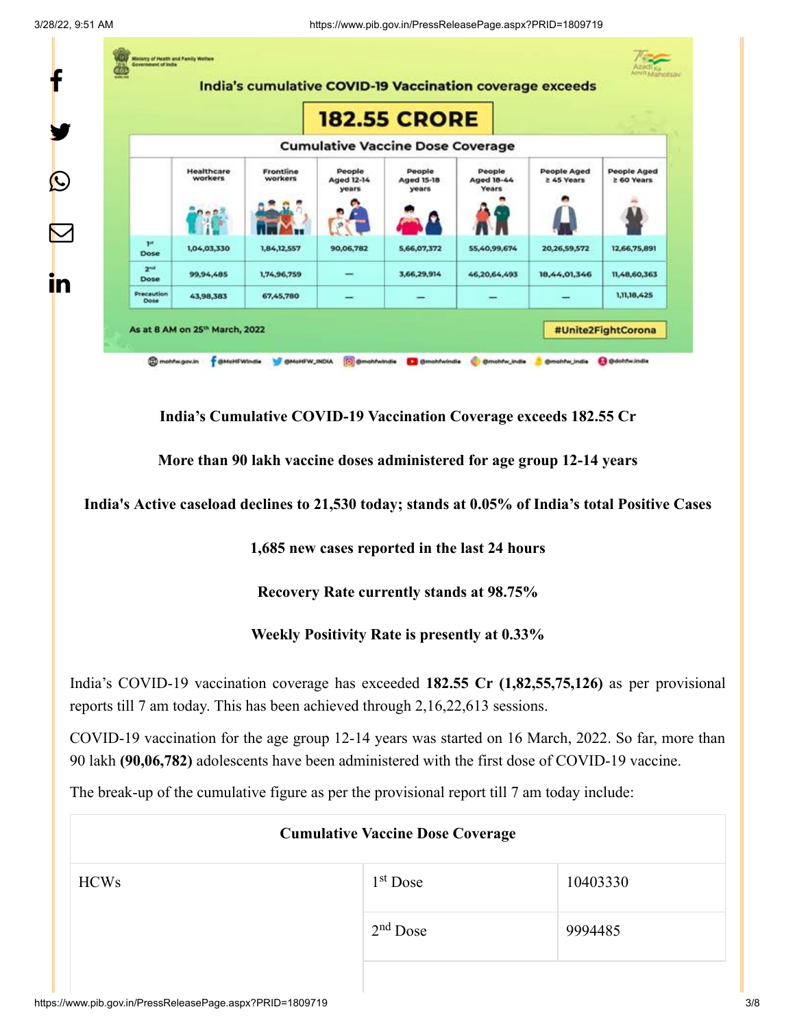**India's cumulative COVID-19 Vaccination coverage exceeds**

**182.55 CRORE**

| Cumulative Vaccine Dose Coverage | Healthcare workers | Frontline workers | People Aged 12-14 years | People Aged 15-18 years | People Aged 18-44 Years | People Aged ≥ 45 Years | People Aged ≥ 60 Years |
|---|---|---|---|---|---|---|---|
| 1st Dose | 1,04,03,330 | 1,84,12,557 | 90,06,782 | 5,66,07,372 | 55,40,99,674 | 20,26,59,572 | 12,66,75,891 |
| 2nd Dose | 99,94,485 | 1,74,96,759 | — | 3,66,29,914 | 46,20,64,493 | 18,44,01,346 | 11,48,60,363 |
| Precaution Dose | 43,98,383 | 67,45,780 | — | — | — | — | 1,11,18,425 |

As at 8 AM on 25th March, 2022

#Unite2FightCorona

**India's Cumulative COVID-19 Vaccination Coverage exceeds 182.55 Cr**

**More than 90 lakh vaccine doses administered for age group 12-14 years**

**India's Active caseload declines to 21,530 today; stands at 0.05% of India's total Positive Cases**

**1,685 new cases reported in the last 24 hours**

**Recovery Rate currently stands at 98.75%**

**Weekly Positivity Rate is presently at 0.33%**

India's COVID-19 vaccination coverage has exceeded **182.55 Cr (1,82,55,75,126)** as per provisional reports till 7 am today. This has been achieved through 2,16,22,613 sessions.

COVID-19 vaccination for the age group 12-14 years was started on 16 March, 2022. So far, more than 90 lakh **(90,06,782)** adolescents have been administered with the first dose of COVID-19 vaccine.

The break-up of the cumulative figure as per the provisional report till 7 am today include:

| Cumulative Vaccine Dose Coverage | | |
|---|---|---|
| HCWs | 1st Dose | 10403330 |
| | 2nd Dose | 9994485 |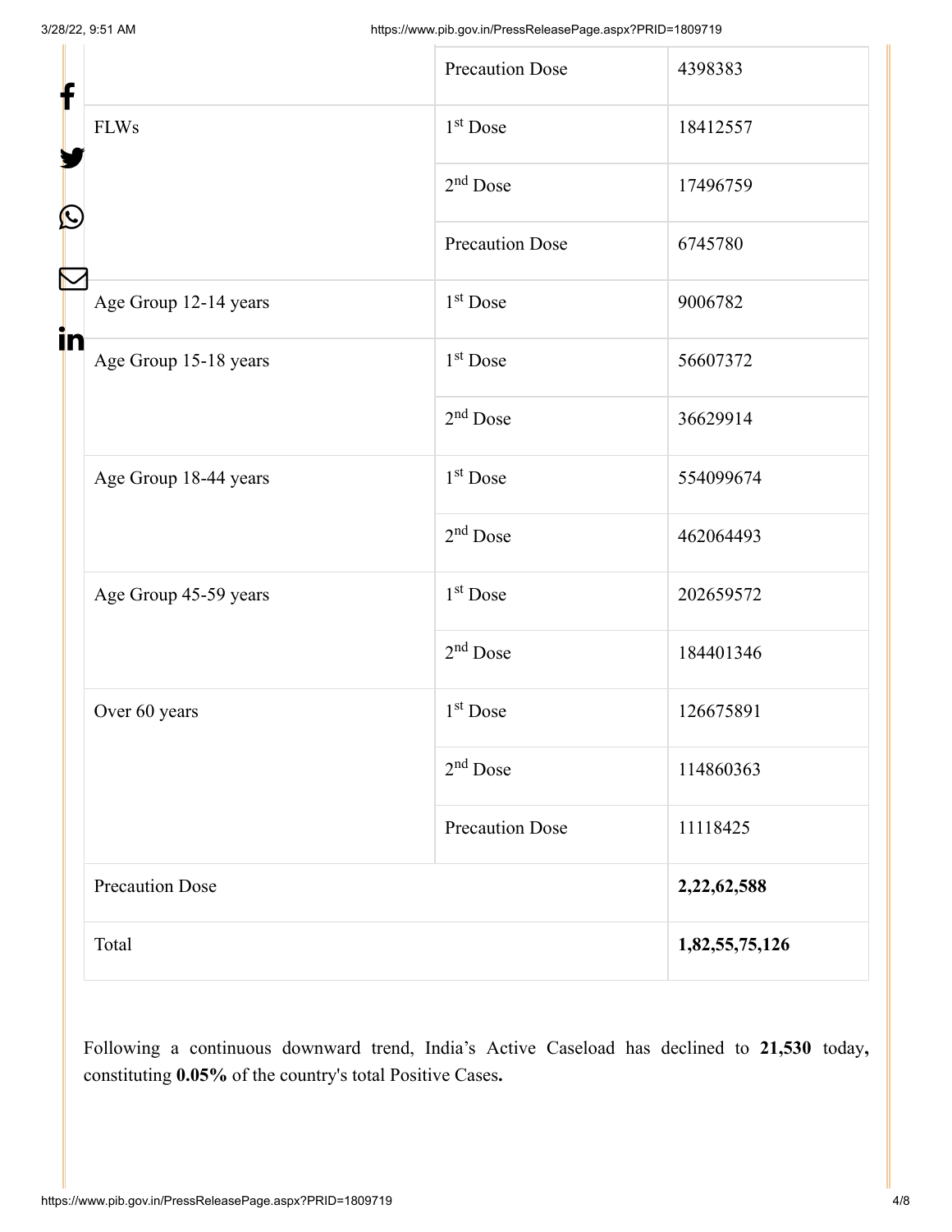| | | |
|---|---|---|
| | Precaution Dose | 4398383 |
| FLWs | 1st Dose | 18412557 |
| | 2nd Dose | 17496759 |
| | Precaution Dose | 6745780 |
| Age Group 12-14 years | 1st Dose | 9006782 |
| Age Group 15-18 years | 1st Dose | 56607372 |
| | 2nd Dose | 36629914 |
| Age Group 18-44 years | 1st Dose | 554099674 |
| | 2nd Dose | 462064493 |
| Age Group 45-59 years | 1st Dose | 202659572 |
| | 2nd Dose | 184401346 |
| Over 60 years | 1st Dose | 126675891 |
| | 2nd Dose | 114860363 |
| | Precaution Dose | 11118425 |
| Precaution Dose | | **2,22,62,588** |
| Total | | **1,82,55,75,126** |

Following a continuous downward trend, India's Active Caseload has declined to **21,530** today**,** constituting **0.05%** of the country's total Positive Cases**.**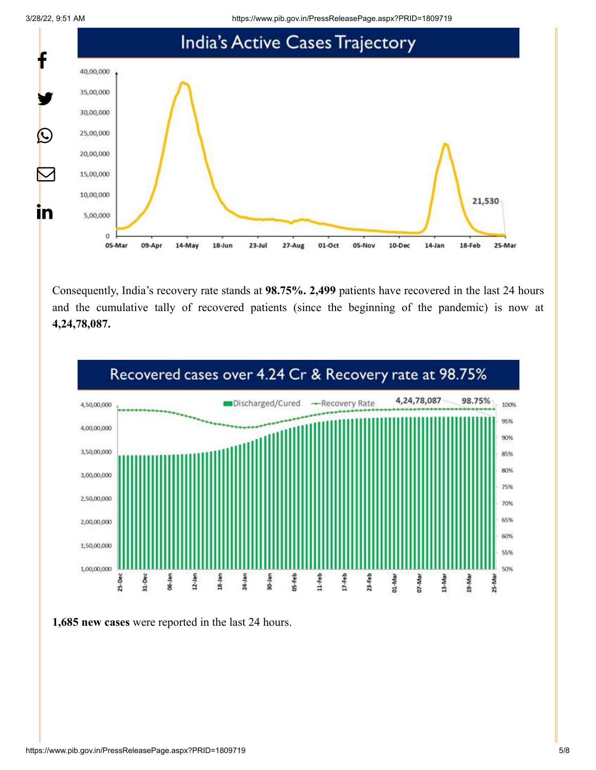## India's Active Cases Trajectory

Consequently, India's recovery rate stands at **98.75%. 2,499** patients have recovered in the last 24 hours and the cumulative tally of recovered patients (since the beginning of the pandemic) is now at **4,24,78,087.**

## Recovered cases over 4.24 Cr & Recovery rate at 98.75%

**1,685 new cases** were reported in the last 24 hours.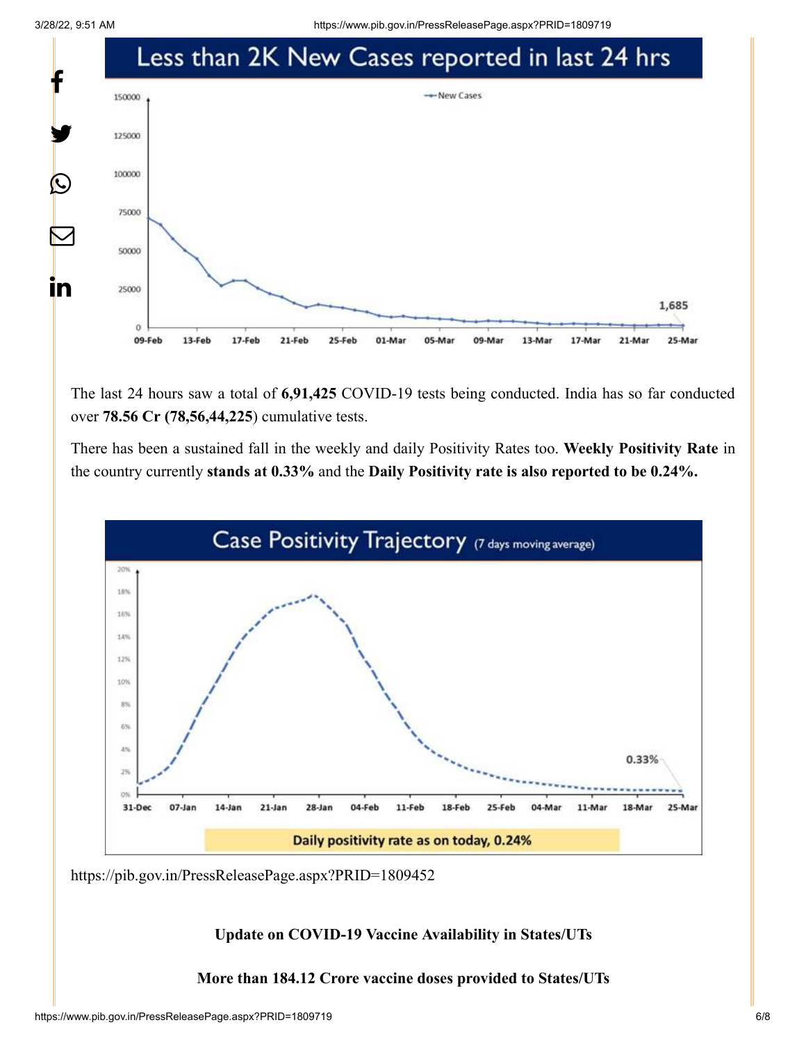**Less than 2K New Cases reported in last 24 hrs**

The last 24 hours saw a total of **6,91,425** COVID-19 tests being conducted. India has so far conducted over **78.56 Cr (78,56,44,225**) cumulative tests.

There has been a sustained fall in the weekly and daily Positivity Rates too. **Weekly Positivity Rate** in the country currently **stands at 0.33%** and the **Daily Positivity rate is also reported to be 0.24%.**

**Case Positivity Trajectory** (7 days moving average)

Daily positivity rate as on today, 0.24%

https://pib.gov.in/PressReleasePage.aspx?PRID=1809452

**Update on COVID-19 Vaccine Availability in States/UTs**

**More than 184.12 Crore vaccine doses provided to States/UTs**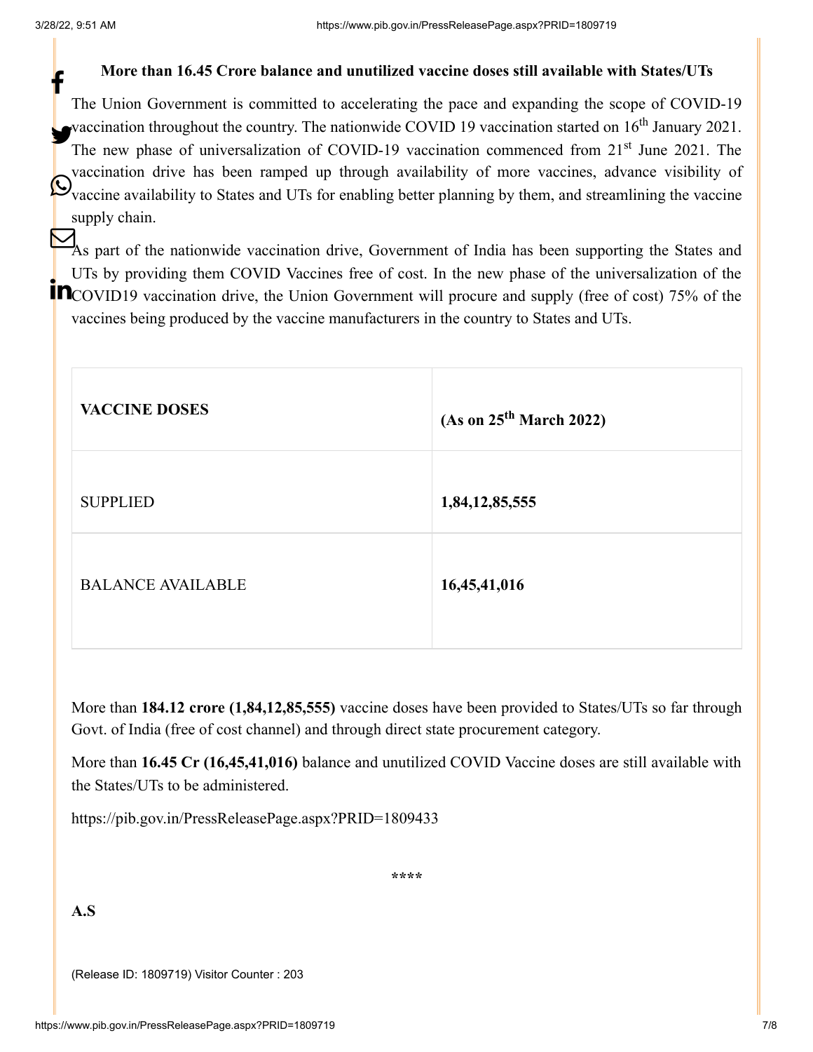**More than 16.45 Crore balance and unutilized vaccine doses still available with States/UTs**

The Union Government is committed to accelerating the pace and expanding the scope of COVID-19 vaccination throughout the country. The nationwide COVID 19 vaccination started on 16th January 2021. The new phase of universalization of COVID-19 vaccination commenced from 21st June 2021. The vaccination drive has been ramped up through availability of more vaccines, advance visibility of vaccine availability to States and UTs for enabling better planning by them, and streamlining the vaccine supply chain.

As part of the nationwide vaccination drive, Government of India has been supporting the States and UTs by providing them COVID Vaccines free of cost. In the new phase of the universalization of the COVID19 vaccination drive, the Union Government will procure and supply (free of cost) 75% of the vaccines being produced by the vaccine manufacturers in the country to States and UTs.

| **VACCINE DOSES** | **(As on 25th March 2022)** |
|---|---|
| SUPPLIED | **1,84,12,85,555** |
| BALANCE AVAILABLE | **16,45,41,016** |

More than **184.12 crore (1,84,12,85,555)** vaccine doses have been provided to States/UTs so far through Govt. of India (free of cost channel) and through direct state procurement category.

More than **16.45 Cr (16,45,41,016)** balance and unutilized COVID Vaccine doses are still available with the States/UTs to be administered.

https://pib.gov.in/PressReleasePage.aspx?PRID=1809433

****

**A.S**

(Release ID: 1809719) Visitor Counter : 203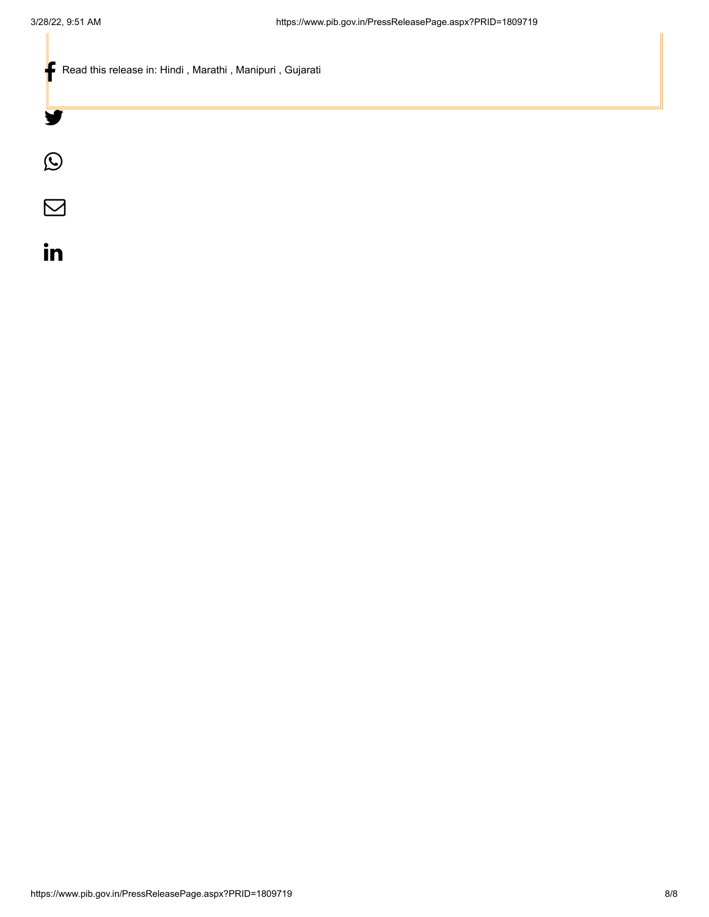Read this release in: Hindi , Marathi , Manipuri , Gujarati